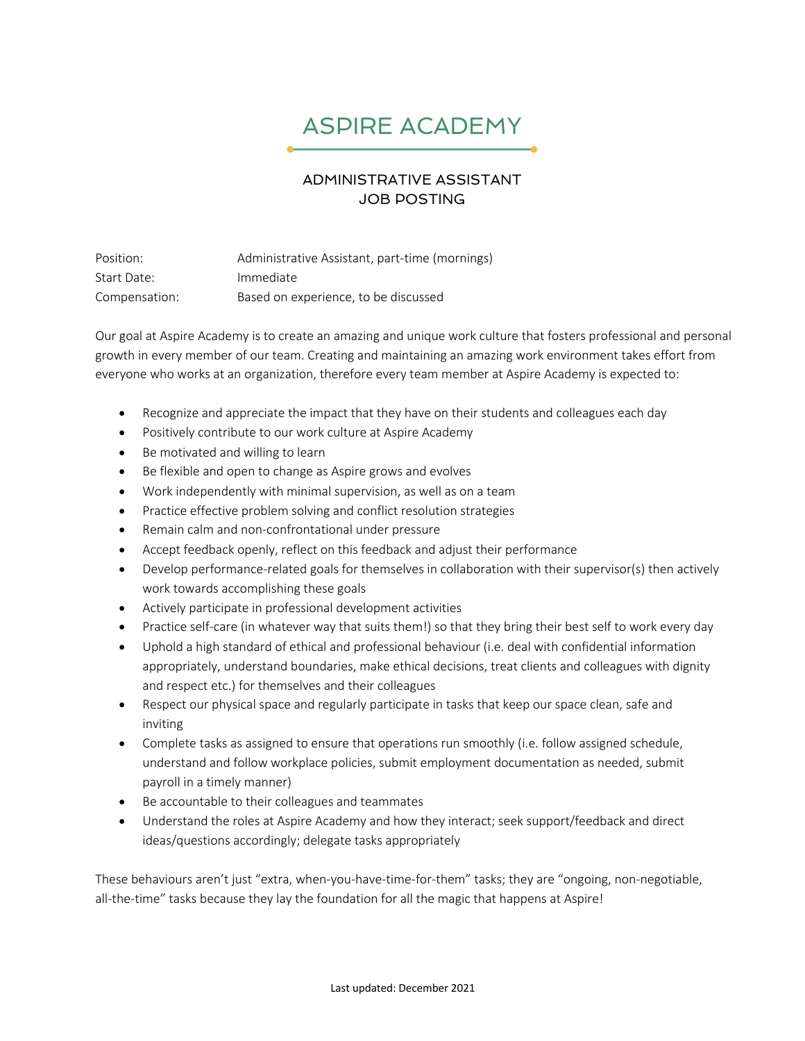# ASPIRE ACADEMY

## ADMINISTRATIVE ASSISTANT
## JOB POSTING

| | |
|---|---|
| Position: | Administrative Assistant, part-time (mornings) |
| Start Date: | Immediate |
| Compensation: | Based on experience, to be discussed |

Our goal at Aspire Academy is to create an amazing and unique work culture that fosters professional and personal growth in every member of our team. Creating and maintaining an amazing work environment takes effort from everyone who works at an organization, therefore every team member at Aspire Academy is expected to:

- Recognize and appreciate the impact that they have on their students and colleagues each day
- Positively contribute to our work culture at Aspire Academy
- Be motivated and willing to learn
- Be flexible and open to change as Aspire grows and evolves
- Work independently with minimal supervision, as well as on a team
- Practice effective problem solving and conflict resolution strategies
- Remain calm and non-confrontational under pressure
- Accept feedback openly, reflect on this feedback and adjust their performance
- Develop performance-related goals for themselves in collaboration with their supervisor(s) then actively work towards accomplishing these goals
- Actively participate in professional development activities
- Practice self-care (in whatever way that suits them!) so that they bring their best self to work every day
- Uphold a high standard of ethical and professional behaviour (i.e. deal with confidential information appropriately, understand boundaries, make ethical decisions, treat clients and colleagues with dignity and respect etc.) for themselves and their colleagues
- Respect our physical space and regularly participate in tasks that keep our space clean, safe and inviting
- Complete tasks as assigned to ensure that operations run smoothly (i.e. follow assigned schedule, understand and follow workplace policies, submit employment documentation as needed, submit payroll in a timely manner)
- Be accountable to their colleagues and teammates
- Understand the roles at Aspire Academy and how they interact; seek support/feedback and direct ideas/questions accordingly; delegate tasks appropriately

These behaviours aren't just "extra, when-you-have-time-for-them" tasks; they are "ongoing, non-negotiable, all-the-time" tasks because they lay the foundation for all the magic that happens at Aspire!

Last updated: December 2021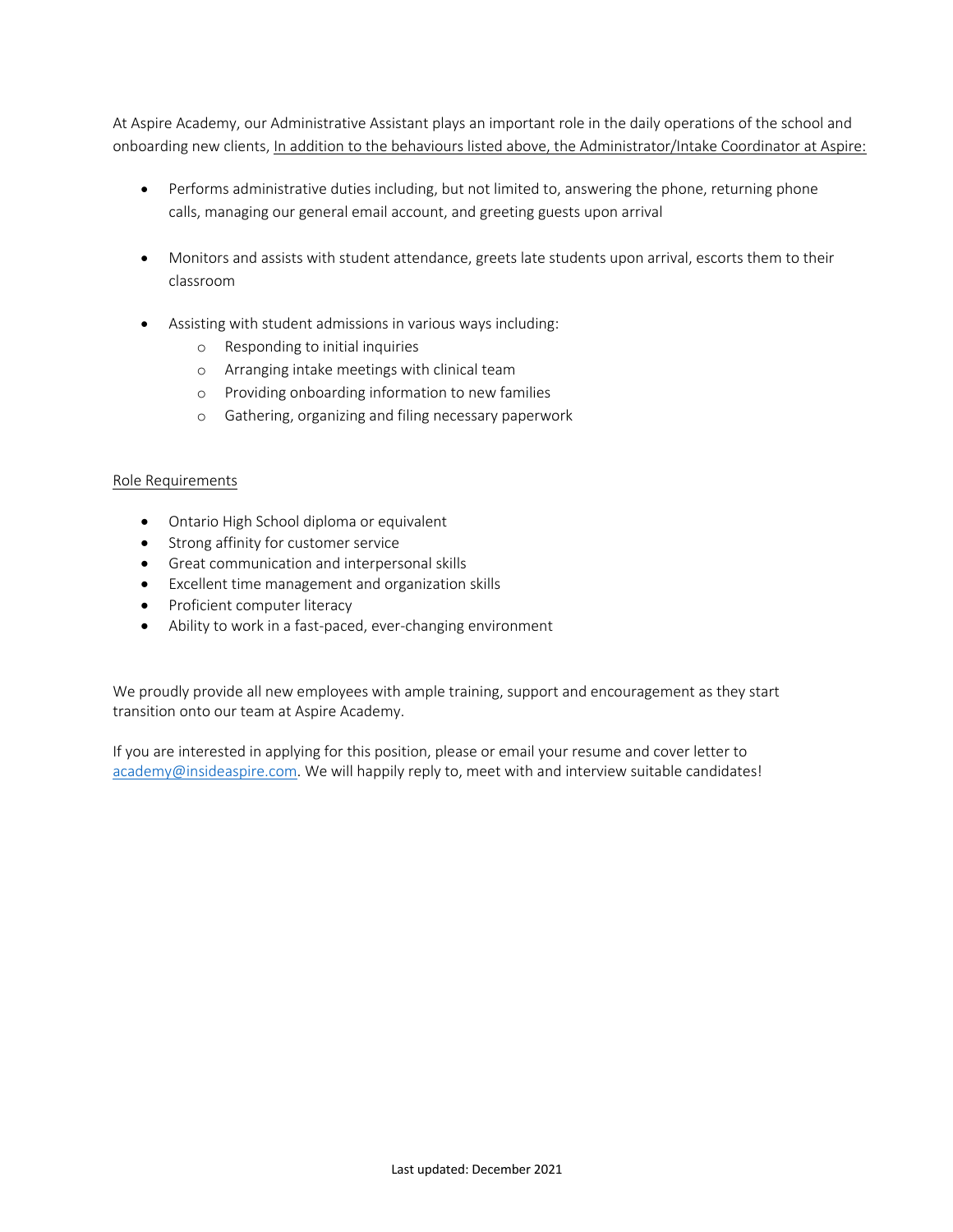At Aspire Academy, our Administrative Assistant plays an important role in the daily operations of the school and onboarding new clients, <u>In addition to the behaviours listed above, the Administrator/Intake Coordinator at Aspire:</u>

- Performs administrative duties including, but not limited to, answering the phone, returning phone calls, managing our general email account, and greeting guests upon arrival

- Monitors and assists with student attendance, greets late students upon arrival, escorts them to their classroom

- Assisting with student admissions in various ways including:
  - Responding to initial inquiries
  - Arranging intake meetings with clinical team
  - Providing onboarding information to new families
  - Gathering, organizing and filing necessary paperwork

<u>Role Requirements</u>

- Ontario High School diploma or equivalent
- Strong affinity for customer service
- Great communication and interpersonal skills
- Excellent time management and organization skills
- Proficient computer literacy
- Ability to work in a fast-paced, ever-changing environment

We proudly provide all new employees with ample training, support and encouragement as they start transition onto our team at Aspire Academy.

If you are interested in applying for this position, please or email your resume and cover letter to academy@insideaspire.com. We will happily reply to, meet with and interview suitable candidates!

Last updated: December 2021